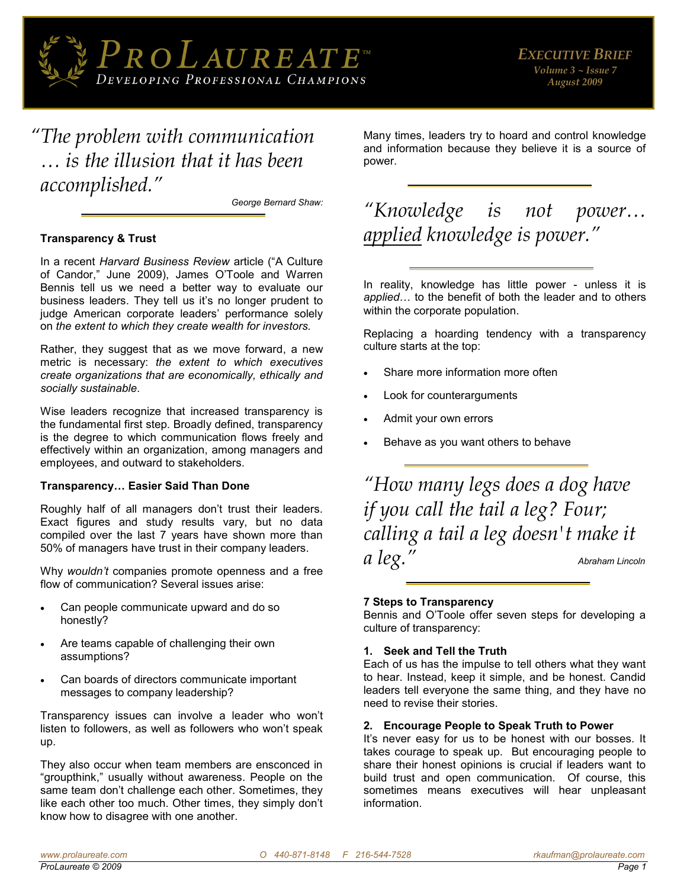# ProLaureate™

*Developing Professional Champions*

**Executive Brief**
*Volume 3 ~ Issue 7*
*August 2009*

> *"The problem with communication … is the illusion that it has been accomplished."*
>
> George Bernard Shaw:

**Transparency & Trust**

In a recent *Harvard Business Review* article ("A Culture of Candor," June 2009), James O'Toole and Warren Bennis tell us we need a better way to evaluate our business leaders. They tell us it's no longer prudent to judge American corporate leaders' performance solely on *the extent to which they create wealth for investors*.

Rather, they suggest that as we move forward, a new metric is necessary: *the extent to which executives create organizations that are economically, ethically and socially sustainable*.

Wise leaders recognize that increased transparency is the fundamental first step. Broadly defined, transparency is the degree to which communication flows freely and effectively within an organization, among managers and employees, and outward to stakeholders.

**Transparency… Easier Said Than Done**

Roughly half of all managers don't trust their leaders. Exact figures and study results vary, but no data compiled over the last 7 years have shown more than 50% of managers have trust in their company leaders.

Why *wouldn't* companies promote openness and a free flow of communication? Several issues arise:

- Can people communicate upward and do so honestly?
- Are teams capable of challenging their own assumptions?
- Can boards of directors communicate important messages to company leadership?

Transparency issues can involve a leader who won't listen to followers, as well as followers who won't speak up.

They also occur when team members are ensconced in "groupthink," usually without awareness. People on the same team don't challenge each other. Sometimes, they like each other too much. Other times, they simply don't know how to disagree with one another.

Many times, leaders try to hoard and control knowledge and information because they believe it is a source of power.

> *"Knowledge is not power… applied knowledge is power."*

In reality, knowledge has little power - unless it is *applied*… to the benefit of both the leader and to others within the corporate population.

Replacing a hoarding tendency with a transparency culture starts at the top:

- Share more information more often
- Look for counterarguments
- Admit your own errors
- Behave as you want others to behave

> *"How many legs does a dog have if you call the tail a leg? Four; calling a tail a leg doesn't make it a leg."*
>
> Abraham Lincoln

**7 Steps to Transparency**

Bennis and O'Toole offer seven steps for developing a culture of transparency:

**1. Seek and Tell the Truth**

Each of us has the impulse to tell others what they want to hear. Instead, keep it simple, and be honest. Candid leaders tell everyone the same thing, and they have no need to revise their stories.

**2. Encourage People to Speak Truth to Power**

It's never easy for us to be honest with our bosses. It takes courage to speak up. But encouraging people to share their honest opinions is crucial if leaders want to build trust and open communication. Of course, this sometimes means executives will hear unpleasant information.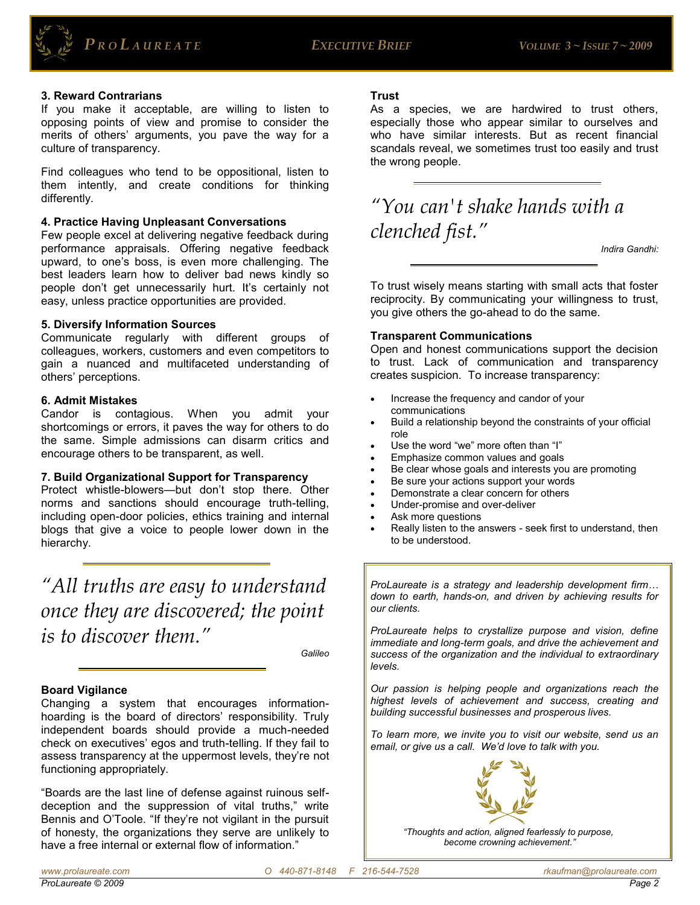### 3. Reward Contrarians

If you make it acceptable, are willing to listen to opposing points of view and promise to consider the merits of others' arguments, you pave the way for a culture of transparency.

Find colleagues who tend to be oppositional, listen to them intently, and create conditions for thinking differently.

### 4. Practice Having Unpleasant Conversations

Few people excel at delivering negative feedback during performance appraisals. Offering negative feedback upward, to one's boss, is even more challenging. The best leaders learn how to deliver bad news kindly so people don't get unnecessarily hurt. It's certainly not easy, unless practice opportunities are provided.

### 5. Diversify Information Sources

Communicate regularly with different groups of colleagues, workers, customers and even competitors to gain a nuanced and multifaceted understanding of others' perceptions.

### 6. Admit Mistakes

Candor is contagious. When you admit your shortcomings or errors, it paves the way for others to do the same. Simple admissions can disarm critics and encourage others to be transparent, as well.

### 7. Build Organizational Support for Transparency

Protect whistle-blowers—but don't stop there. Other norms and sanctions should encourage truth-telling, including open-door policies, ethics training and internal blogs that give a voice to people lower down in the hierarchy.

> *"All truths are easy to understand once they are discovered; the point is to discover them."*
>
> Galileo

### Board Vigilance

Changing a system that encourages information-hoarding is the board of directors' responsibility. Truly independent boards should provide a much-needed check on executives' egos and truth-telling. If they fail to assess transparency at the uppermost levels, they're not functioning appropriately.

"Boards are the last line of defense against ruinous self-deception and the suppression of vital truths," write Bennis and O'Toole. "If they're not vigilant in the pursuit of honesty, the organizations they serve are unlikely to have a free internal or external flow of information."

### Trust

As a species, we are hardwired to trust others, especially those who appear similar to ourselves and who have similar interests. But as recent financial scandals reveal, we sometimes trust too easily and trust the wrong people.

> *"You can't shake hands with a clenched fist."*
>
> Indira Gandhi:

To trust wisely means starting with small acts that foster reciprocity. By communicating your willingness to trust, you give others the go-ahead to do the same.

### Transparent Communications

Open and honest communications support the decision to trust. Lack of communication and transparency creates suspicion. To increase transparency:

- Increase the frequency and candor of your communications
- Build a relationship beyond the constraints of your official role
- Use the word "we" more often than "I"
- Emphasize common values and goals
- Be clear whose goals and interests you are promoting
- Be sure your actions support your words
- Demonstrate a clear concern for others
- Under-promise and over-deliver
- Ask more questions
- Really listen to the answers - seek first to understand, then to be understood.

*ProLaureate is a strategy and leadership development firm… down to earth, hands-on, and driven by achieving results for our clients.*

*ProLaureate helps to crystallize purpose and vision, define immediate and long-term goals, and drive the achievement and success of the organization and the individual to extraordinary levels.*

*Our passion is helping people and organizations reach the highest levels of achievement and success, creating and building successful businesses and prosperous lives.*

*To learn more, we invite you to visit our website, send us an email, or give us a call. We'd love to talk with you.*

*"Thoughts and action, aligned fearlessly to purpose, become crowning achievement."*

www.prolaureate.com    O 440-871-8148    F 216-544-7528    rkaufman@prolaureate.com

ProLaureate © 2009